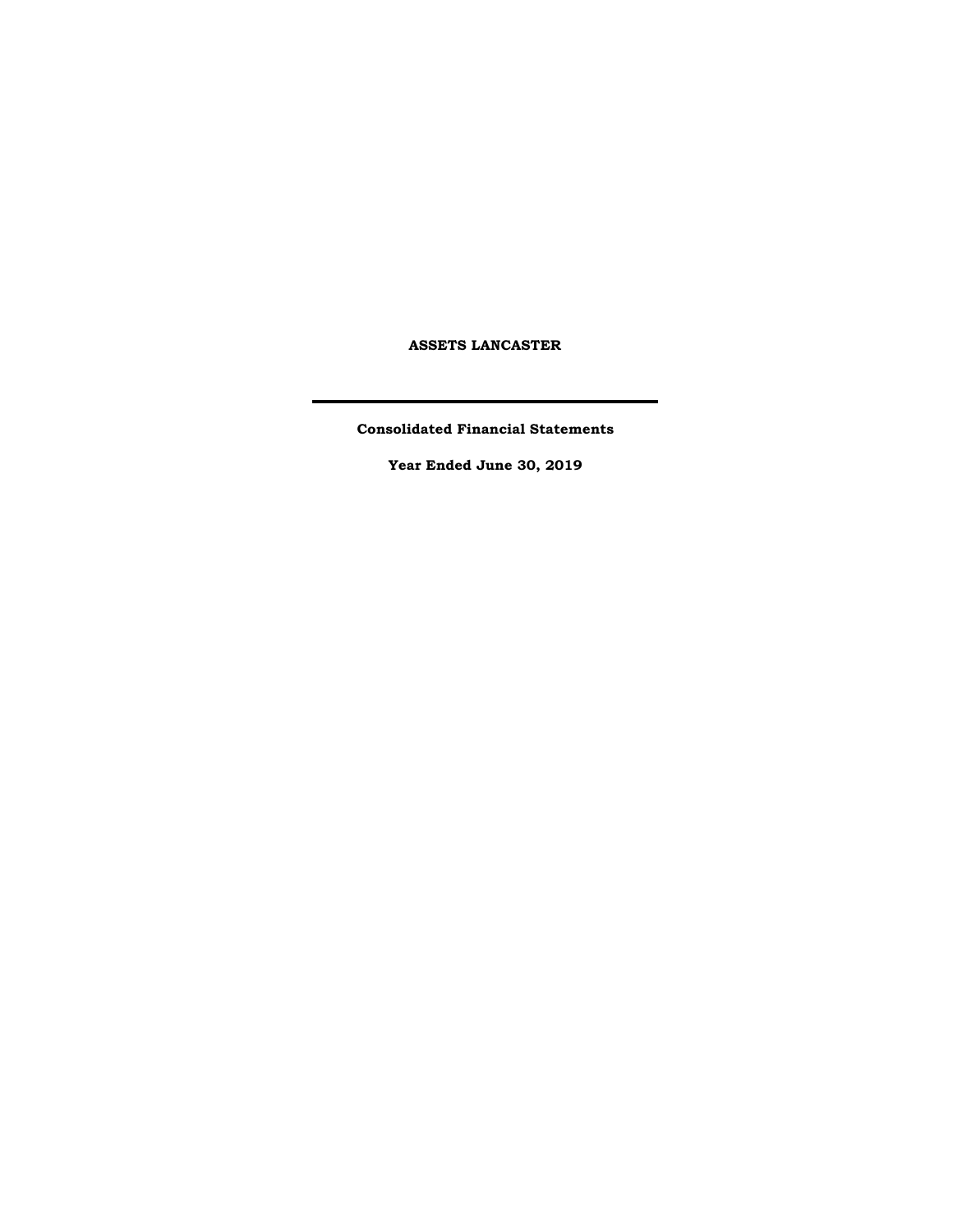# ASSETS LANCASTER

---

## Consolidated Financial Statements

## Year Ended June 30, 2019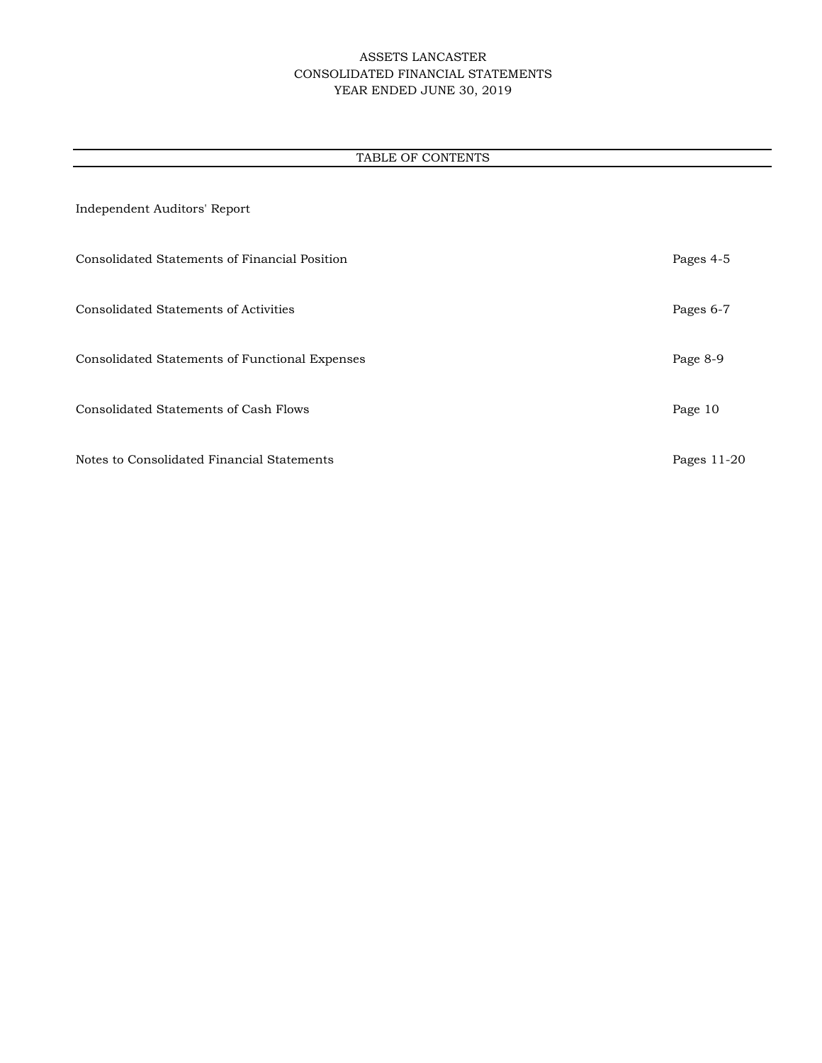# ASSETS LANCASTER
## CONSOLIDATED FINANCIAL STATEMENTS
### YEAR ENDED JUNE 30, 2019

**TABLE OF CONTENTS**

| | |
|---|---|
| Independent Auditors' Report | |
| Consolidated Statements of Financial Position | Pages 4-5 |
| Consolidated Statements of Activities | Pages 6-7 |
| Consolidated Statements of Functional Expenses | Page 8-9 |
| Consolidated Statements of Cash Flows | Page 10 |
| Notes to Consolidated Financial Statements | Pages 11-20 |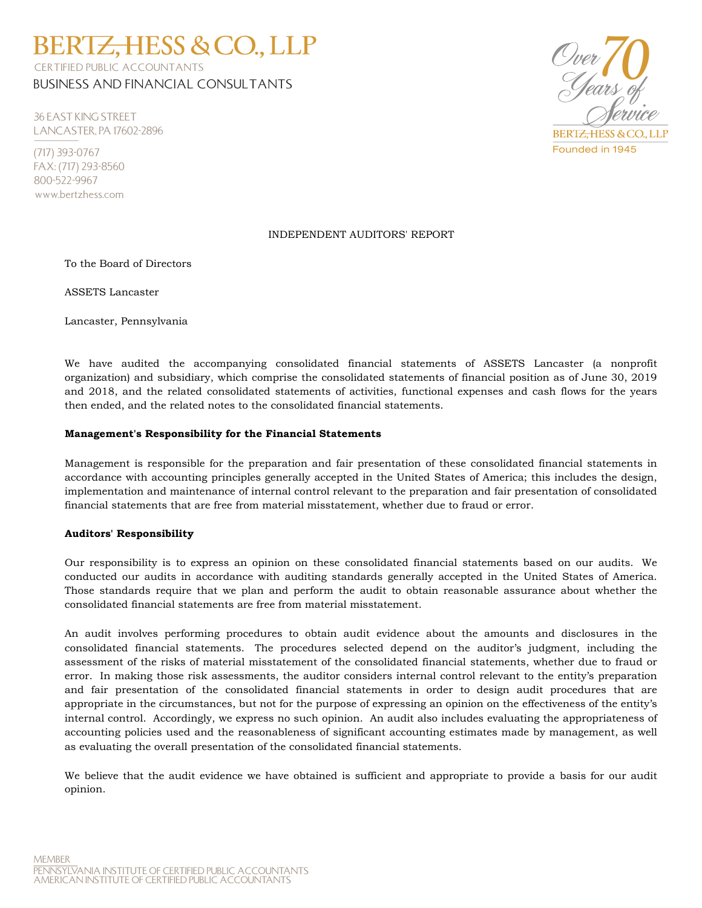# BERTZ, HESS & CO., LLP

CERTIFIED PUBLIC ACCOUNTANTS

BUSINESS AND FINANCIAL CONSULTANTS

36 EAST KING STREET
LANCASTER, PA 17602-2896

(717) 393-0767
FAX: (717) 293-8560
800-522-9967
www.bertzhess.com

Over 70 Years of Service
BERTZ, HESS & CO., LLP
Founded in 1945

INDEPENDENT AUDITORS' REPORT

To the Board of Directors

ASSETS Lancaster

Lancaster, Pennsylvania

We have audited the accompanying consolidated financial statements of ASSETS Lancaster (a nonprofit organization) and subsidiary, which comprise the consolidated statements of financial position as of June 30, 2019 and 2018, and the related consolidated statements of activities, functional expenses and cash flows for the years then ended, and the related notes to the consolidated financial statements.

**Management's Responsibility for the Financial Statements**

Management is responsible for the preparation and fair presentation of these consolidated financial statements in accordance with accounting principles generally accepted in the United States of America; this includes the design, implementation and maintenance of internal control relevant to the preparation and fair presentation of consolidated financial statements that are free from material misstatement, whether due to fraud or error.

**Auditors' Responsibility**

Our responsibility is to express an opinion on these consolidated financial statements based on our audits. We conducted our audits in accordance with auditing standards generally accepted in the United States of America. Those standards require that we plan and perform the audit to obtain reasonable assurance about whether the consolidated financial statements are free from material misstatement.

An audit involves performing procedures to obtain audit evidence about the amounts and disclosures in the consolidated financial statements. The procedures selected depend on the auditor's judgment, including the assessment of the risks of material misstatement of the consolidated financial statements, whether due to fraud or error. In making those risk assessments, the auditor considers internal control relevant to the entity's preparation and fair presentation of the consolidated financial statements in order to design audit procedures that are appropriate in the circumstances, but not for the purpose of expressing an opinion on the effectiveness of the entity's internal control. Accordingly, we express no such opinion. An audit also includes evaluating the appropriateness of accounting policies used and the reasonableness of significant accounting estimates made by management, as well as evaluating the overall presentation of the consolidated financial statements.

We believe that the audit evidence we have obtained is sufficient and appropriate to provide a basis for our audit opinion.

MEMBER
PENNSYLVANIA INSTITUTE OF CERTIFIED PUBLIC ACCOUNTANTS
AMERICAN INSTITUTE OF CERTIFIED PUBLIC ACCOUNTANTS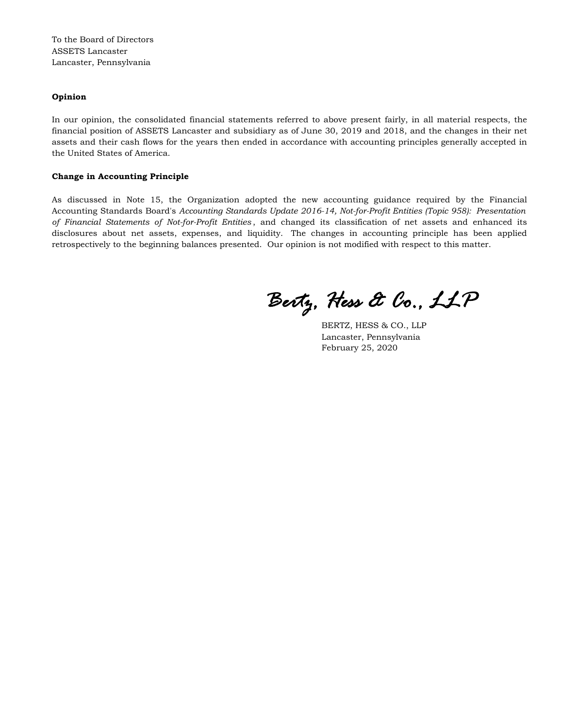To the Board of Directors
ASSETS Lancaster
Lancaster, Pennsylvania

**Opinion**

In our opinion, the consolidated financial statements referred to above present fairly, in all material respects, the financial position of ASSETS Lancaster and subsidiary as of June 30, 2019 and 2018, and the changes in their net assets and their cash flows for the years then ended in accordance with accounting principles generally accepted in the United States of America.

**Change in Accounting Principle**

As discussed in Note 15, the Organization adopted the new accounting guidance required by the Financial Accounting Standards Board's *Accounting Standards Update 2016-14, Not-for-Profit Entities (Topic 958): Presentation of Financial Statements of Not-for-Profit Entities*, and changed its classification of net assets and enhanced its disclosures about net assets, expenses, and liquidity. The changes in accounting principle has been applied retrospectively to the beginning balances presented. Our opinion is not modified with respect to this matter.

*Bertz, Hess & Co., LLP*

BERTZ, HESS & CO., LLP
Lancaster, Pennsylvania
February 25, 2020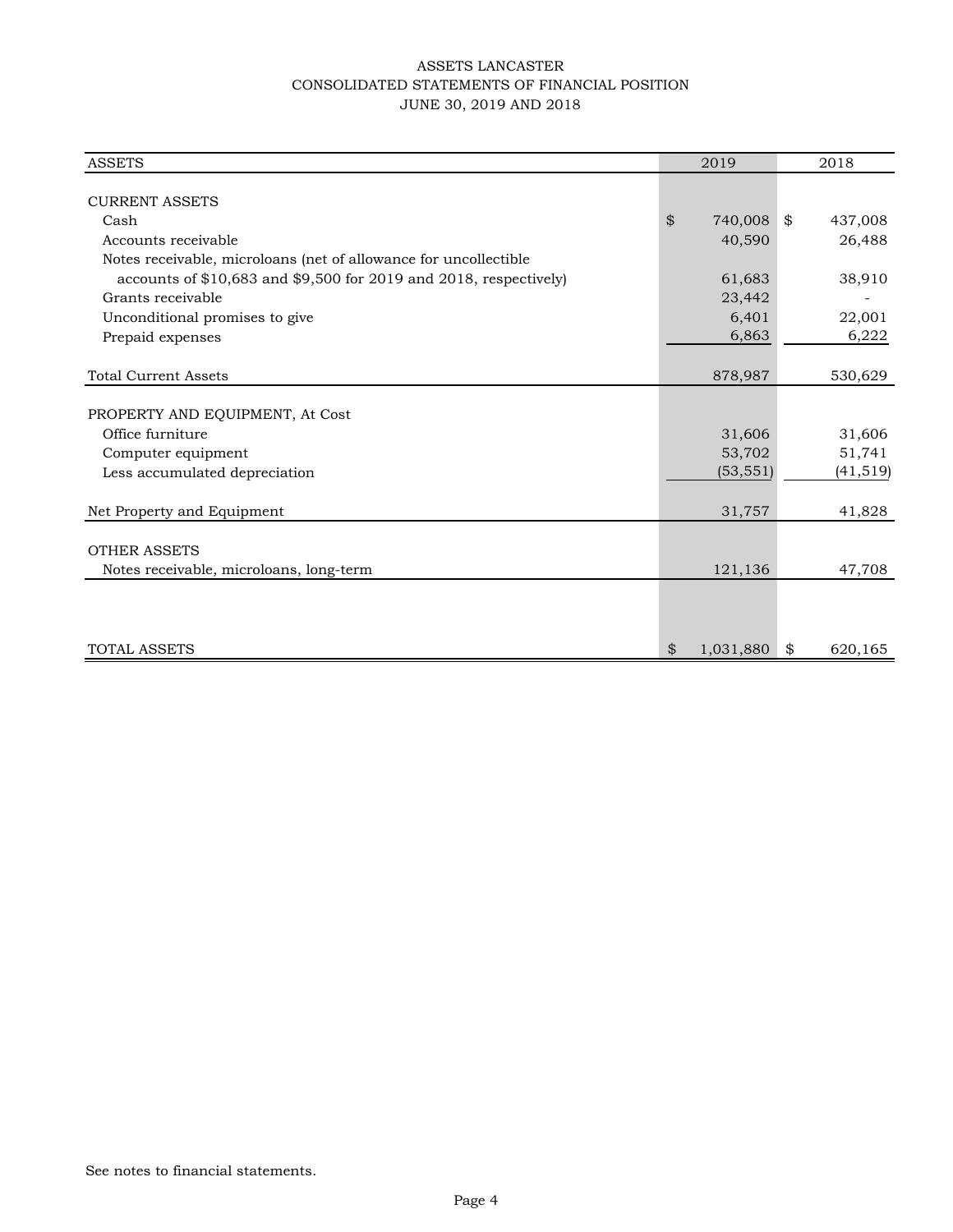# ASSETS LANCASTER

## CONSOLIDATED STATEMENTS OF FINANCIAL POSITION

### JUNE 30, 2019 AND 2018

| ASSETS | 2019 | 2018 |
|---|---|---|
| **CURRENT ASSETS** | | |
| Cash | $ 740,008 | $ 437,008 |
| Accounts receivable | 40,590 | 26,488 |
| Notes receivable, microloans (net of allowance for uncollectible accounts of $10,683 and $9,500 for 2019 and 2018, respectively) | 61,683 | 38,910 |
| Grants receivable | 23,442 | - |
| Unconditional promises to give | 6,401 | 22,001 |
| Prepaid expenses | 6,863 | 6,222 |
| Total Current Assets | 878,987 | 530,629 |
| **PROPERTY AND EQUIPMENT, At Cost** | | |
| Office furniture | 31,606 | 31,606 |
| Computer equipment | 53,702 | 51,741 |
| Less accumulated depreciation | (53,551) | (41,519) |
| Net Property and Equipment | 31,757 | 41,828 |
| **OTHER ASSETS** | | |
| Notes receivable, microloans, long-term | 121,136 | 47,708 |
| TOTAL ASSETS | $ 1,031,880 | $ 620,165 |

See notes to financial statements.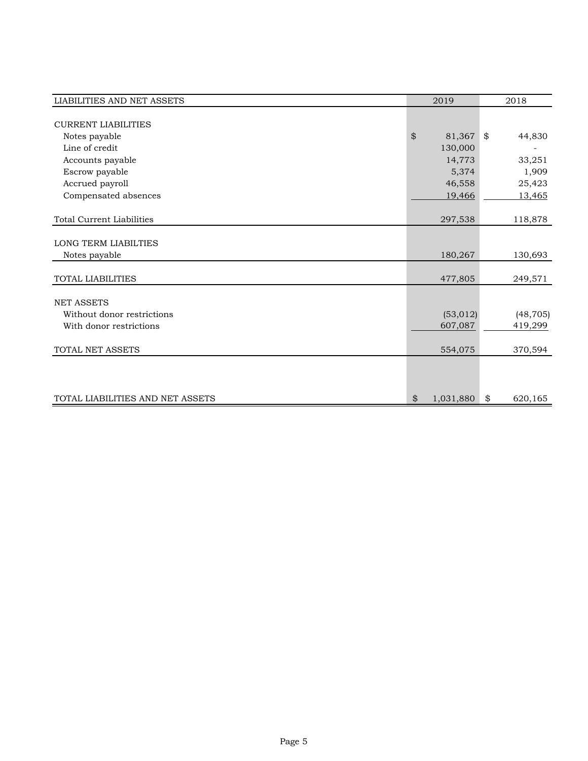| LIABILITIES AND NET ASSETS | 2019 | 2018 |
|---|---|---|
| CURRENT LIABILITIES | | |
| Notes payable | $ 81,367 | $ 44,830 |
| Line of credit | 130,000 | - |
| Accounts payable | 14,773 | 33,251 |
| Escrow payable | 5,374 | 1,909 |
| Accrued payroll | 46,558 | 25,423 |
| Compensated absences | 19,466 | 13,465 |
| Total Current Liabilities | 297,538 | 118,878 |
| LONG TERM LIABILTIES | | |
| Notes payable | 180,267 | 130,693 |
| TOTAL LIABILITIES | 477,805 | 249,571 |
| NET ASSETS | | |
| Without donor restrictions | (53,012) | (48,705) |
| With donor restrictions | 607,087 | 419,299 |
| TOTAL NET ASSETS | 554,075 | 370,594 |
| TOTAL LIABILITIES AND NET ASSETS | $ 1,031,880 | $ 620,165 |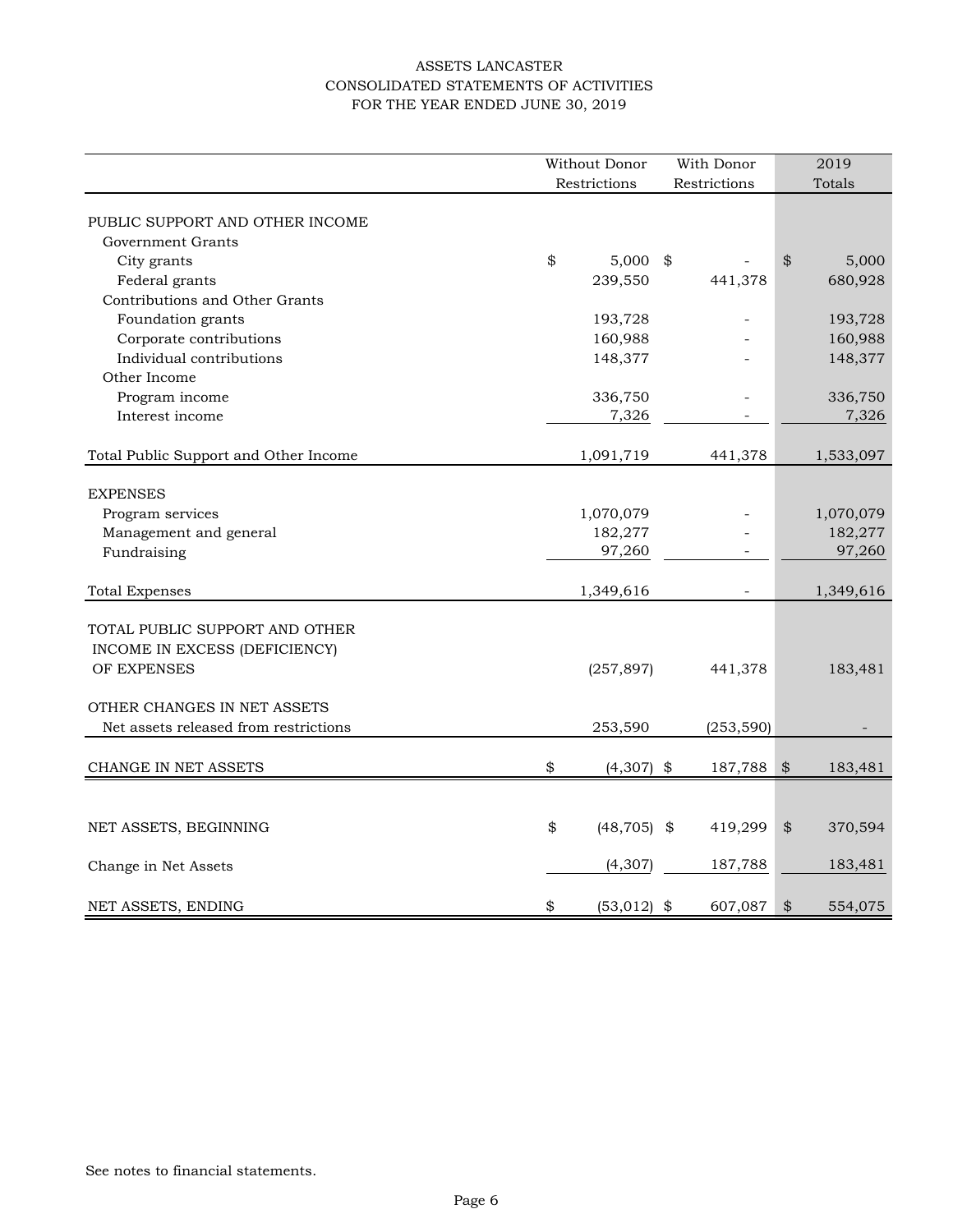# ASSETS LANCASTER
## CONSOLIDATED STATEMENTS OF ACTIVITIES
### FOR THE YEAR ENDED JUNE 30, 2019

| | Without Donor Restrictions | With Donor Restrictions | 2019 Totals |
|---|---|---|---|
| PUBLIC SUPPORT AND OTHER INCOME | | | |
| Government Grants | | | |
| City grants | $ 5,000 | $ - | $ 5,000 |
| Federal grants | 239,550 | 441,378 | 680,928 |
| Contributions and Other Grants | | | |
| Foundation grants | 193,728 | - | 193,728 |
| Corporate contributions | 160,988 | - | 160,988 |
| Individual contributions | 148,377 | - | 148,377 |
| Other Income | | | |
| Program income | 336,750 | - | 336,750 |
| Interest income | 7,326 | - | 7,326 |
| Total Public Support and Other Income | 1,091,719 | 441,378 | 1,533,097 |
| EXPENSES | | | |
| Program services | 1,070,079 | - | 1,070,079 |
| Management and general | 182,277 | - | 182,277 |
| Fundraising | 97,260 | - | 97,260 |
| Total Expenses | 1,349,616 | - | 1,349,616 |
| TOTAL PUBLIC SUPPORT AND OTHER INCOME IN EXCESS (DEFICIENCY) OF EXPENSES | (257,897) | 441,378 | 183,481 |
| OTHER CHANGES IN NET ASSETS | | | |
| Net assets released from restrictions | 253,590 | (253,590) | - |
| CHANGE IN NET ASSETS | $ (4,307) | $ 187,788 | $ 183,481 |
| NET ASSETS, BEGINNING | $ (48,705) | $ 419,299 | $ 370,594 |
| Change in Net Assets | (4,307) | 187,788 | 183,481 |
| NET ASSETS, ENDING | $ (53,012) | $ 607,087 | $ 554,075 |

See notes to financial statements.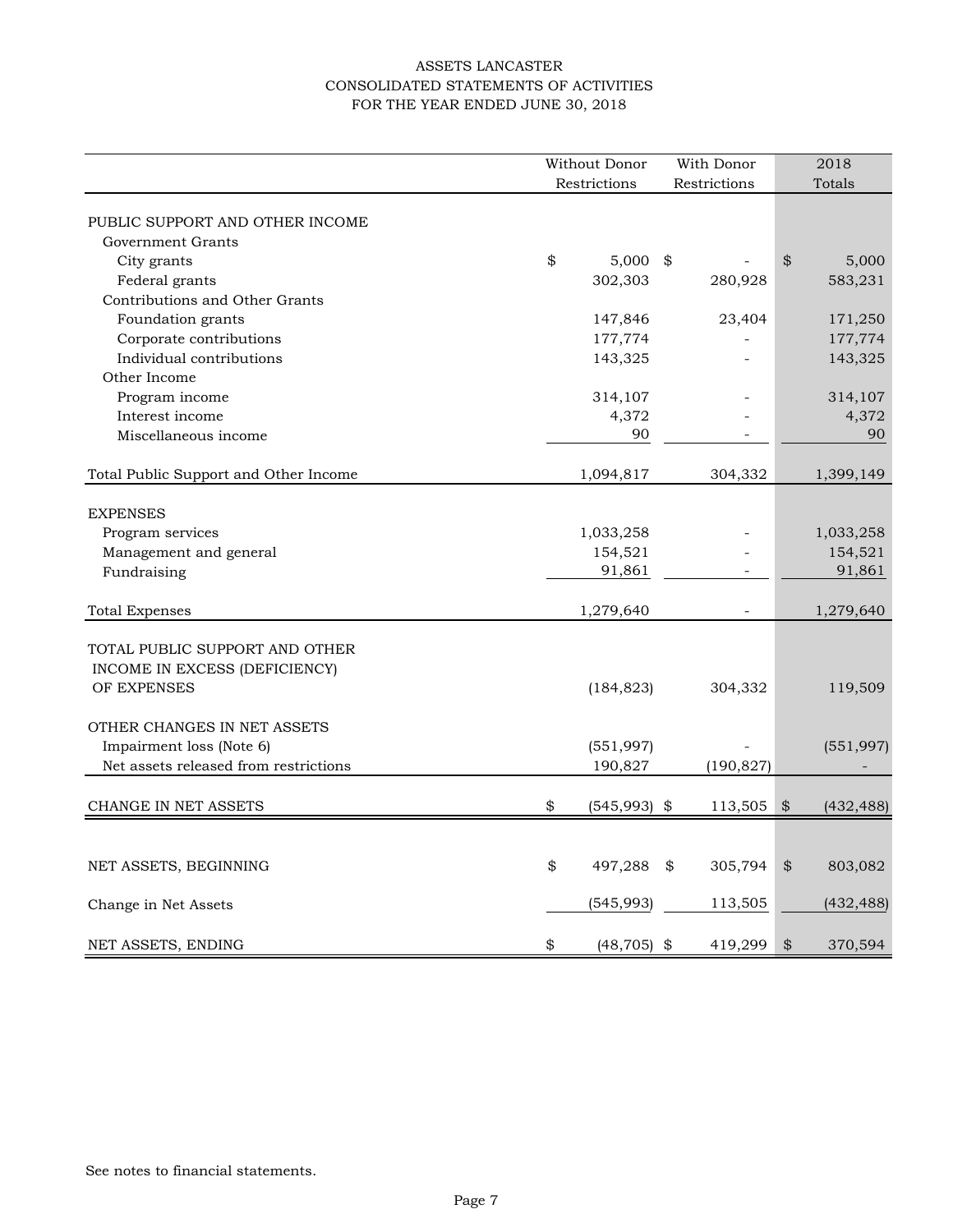# ASSETS LANCASTER
## CONSOLIDATED STATEMENTS OF ACTIVITIES
### FOR THE YEAR ENDED JUNE 30, 2018

| | Without Donor Restrictions | With Donor Restrictions | 2018 Totals |
|---|---|---|---|
| PUBLIC SUPPORT AND OTHER INCOME | | | |
| Government Grants | | | |
| City grants | $ 5,000 | $ - | $ 5,000 |
| Federal grants | 302,303 | 280,928 | 583,231 |
| Contributions and Other Grants | | | |
| Foundation grants | 147,846 | 23,404 | 171,250 |
| Corporate contributions | 177,774 | - | 177,774 |
| Individual contributions | 143,325 | - | 143,325 |
| Other Income | | | |
| Program income | 314,107 | - | 314,107 |
| Interest income | 4,372 | - | 4,372 |
| Miscellaneous income | 90 | - | 90 |
| Total Public Support and Other Income | 1,094,817 | 304,332 | 1,399,149 |
| EXPENSES | | | |
| Program services | 1,033,258 | - | 1,033,258 |
| Management and general | 154,521 | - | 154,521 |
| Fundraising | 91,861 | - | 91,861 |
| Total Expenses | 1,279,640 | - | 1,279,640 |
| TOTAL PUBLIC SUPPORT AND OTHER INCOME IN EXCESS (DEFICIENCY) OF EXPENSES | (184,823) | 304,332 | 119,509 |
| OTHER CHANGES IN NET ASSETS | | | |
| Impairment loss (Note 6) | (551,997) | - | (551,997) |
| Net assets released from restrictions | 190,827 | (190,827) | - |
| CHANGE IN NET ASSETS | $ (545,993) | $ 113,505 | $ (432,488) |
| NET ASSETS, BEGINNING | $ 497,288 | $ 305,794 | $ 803,082 |
| Change in Net Assets | (545,993) | 113,505 | (432,488) |
| NET ASSETS, ENDING | $ (48,705) | $ 419,299 | $ 370,594 |

See notes to financial statements.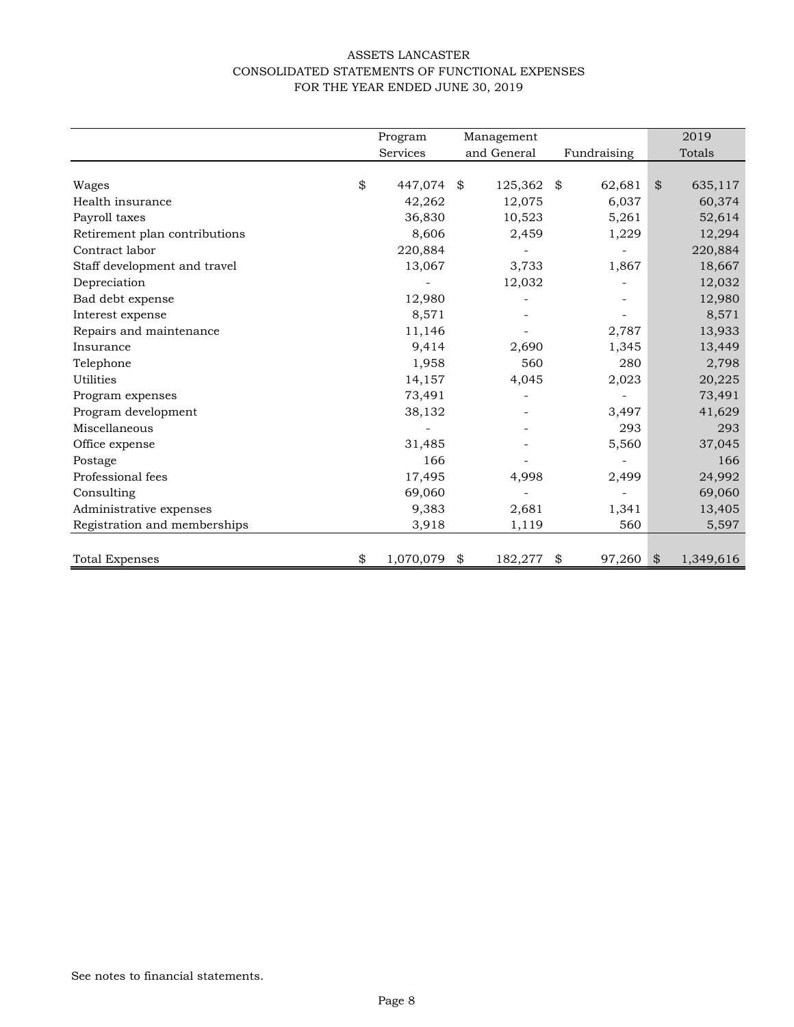# ASSETS LANCASTER
## CONSOLIDATED STATEMENTS OF FUNCTIONAL EXPENSES
### FOR THE YEAR ENDED JUNE 30, 2019

| | Program Services | Management and General | Fundraising | 2019 Totals |
|---|---|---|---|---|
| Wages | $ 447,074 | $ 125,362 | $ 62,681 | $ 635,117 |
| Health insurance | 42,262 | 12,075 | 6,037 | 60,374 |
| Payroll taxes | 36,830 | 10,523 | 5,261 | 52,614 |
| Retirement plan contributions | 8,606 | 2,459 | 1,229 | 12,294 |
| Contract labor | 220,884 | - | - | 220,884 |
| Staff development and travel | 13,067 | 3,733 | 1,867 | 18,667 |
| Depreciation | - | 12,032 | - | 12,032 |
| Bad debt expense | 12,980 | - | - | 12,980 |
| Interest expense | 8,571 | - | - | 8,571 |
| Repairs and maintenance | 11,146 | - | 2,787 | 13,933 |
| Insurance | 9,414 | 2,690 | 1,345 | 13,449 |
| Telephone | 1,958 | 560 | 280 | 2,798 |
| Utilities | 14,157 | 4,045 | 2,023 | 20,225 |
| Program expenses | 73,491 | - | - | 73,491 |
| Program development | 38,132 | - | 3,497 | 41,629 |
| Miscellaneous | - | - | 293 | 293 |
| Office expense | 31,485 | - | 5,560 | 37,045 |
| Postage | 166 | - | - | 166 |
| Professional fees | 17,495 | 4,998 | 2,499 | 24,992 |
| Consulting | 69,060 | - | - | 69,060 |
| Administrative expenses | 9,383 | 2,681 | 1,341 | 13,405 |
| Registration and memberships | 3,918 | 1,119 | 560 | 5,597 |
| Total Expenses | $ 1,070,079 | $ 182,277 | $ 97,260 | $ 1,349,616 |

See notes to financial statements.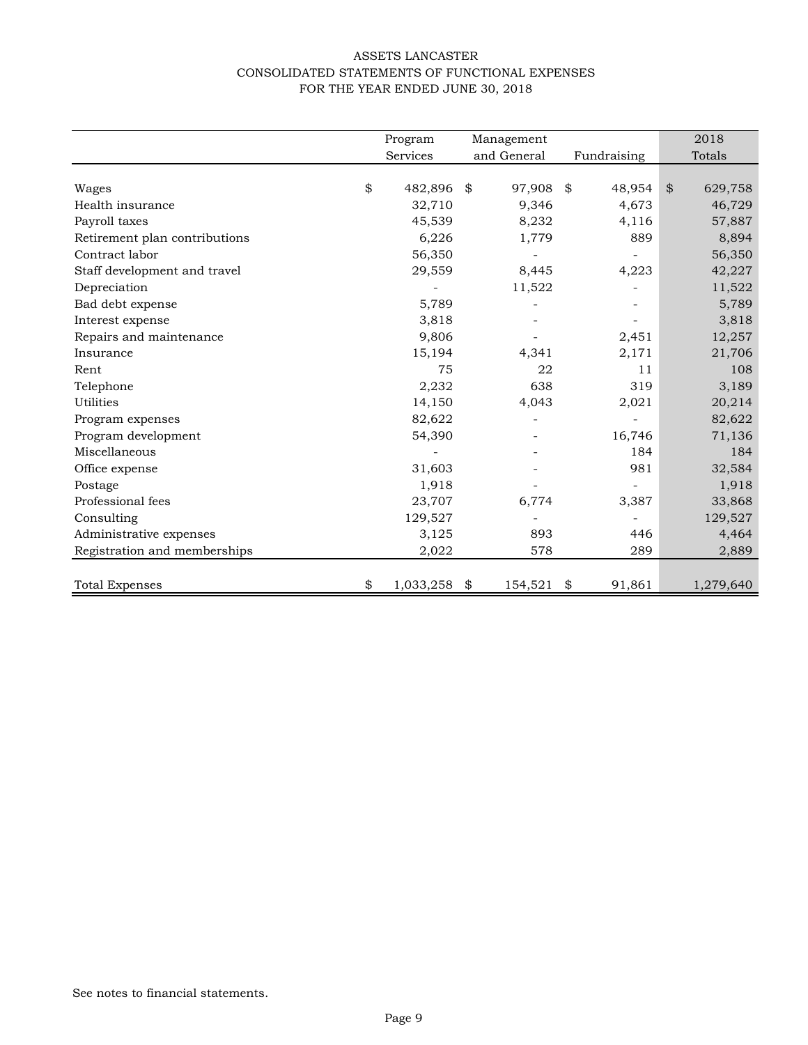ASSETS LANCASTER
CONSOLIDATED STATEMENTS OF FUNCTIONAL EXPENSES
FOR THE YEAR ENDED JUNE 30, 2018

| | Program Services | Management and General | Fundraising | 2018 Totals |
|---|---|---|---|---|
| Wages | $ 482,896 | $ 97,908 | $ 48,954 | $ 629,758 |
| Health insurance | 32,710 | 9,346 | 4,673 | 46,729 |
| Payroll taxes | 45,539 | 8,232 | 4,116 | 57,887 |
| Retirement plan contributions | 6,226 | 1,779 | 889 | 8,894 |
| Contract labor | 56,350 | - | - | 56,350 |
| Staff development and travel | 29,559 | 8,445 | 4,223 | 42,227 |
| Depreciation | - | 11,522 | - | 11,522 |
| Bad debt expense | 5,789 | - | - | 5,789 |
| Interest expense | 3,818 | - | - | 3,818 |
| Repairs and maintenance | 9,806 | - | 2,451 | 12,257 |
| Insurance | 15,194 | 4,341 | 2,171 | 21,706 |
| Rent | 75 | 22 | 11 | 108 |
| Telephone | 2,232 | 638 | 319 | 3,189 |
| Utilities | 14,150 | 4,043 | 2,021 | 20,214 |
| Program expenses | 82,622 | - | - | 82,622 |
| Program development | 54,390 | - | 16,746 | 71,136 |
| Miscellaneous | - | - | 184 | 184 |
| Office expense | 31,603 | - | 981 | 32,584 |
| Postage | 1,918 | - | - | 1,918 |
| Professional fees | 23,707 | 6,774 | 3,387 | 33,868 |
| Consulting | 129,527 | - | - | 129,527 |
| Administrative expenses | 3,125 | 893 | 446 | 4,464 |
| Registration and memberships | 2,022 | 578 | 289 | 2,889 |
| Total Expenses | $ 1,033,258 | $ 154,521 | $ 91,861 | 1,279,640 |

See notes to financial statements.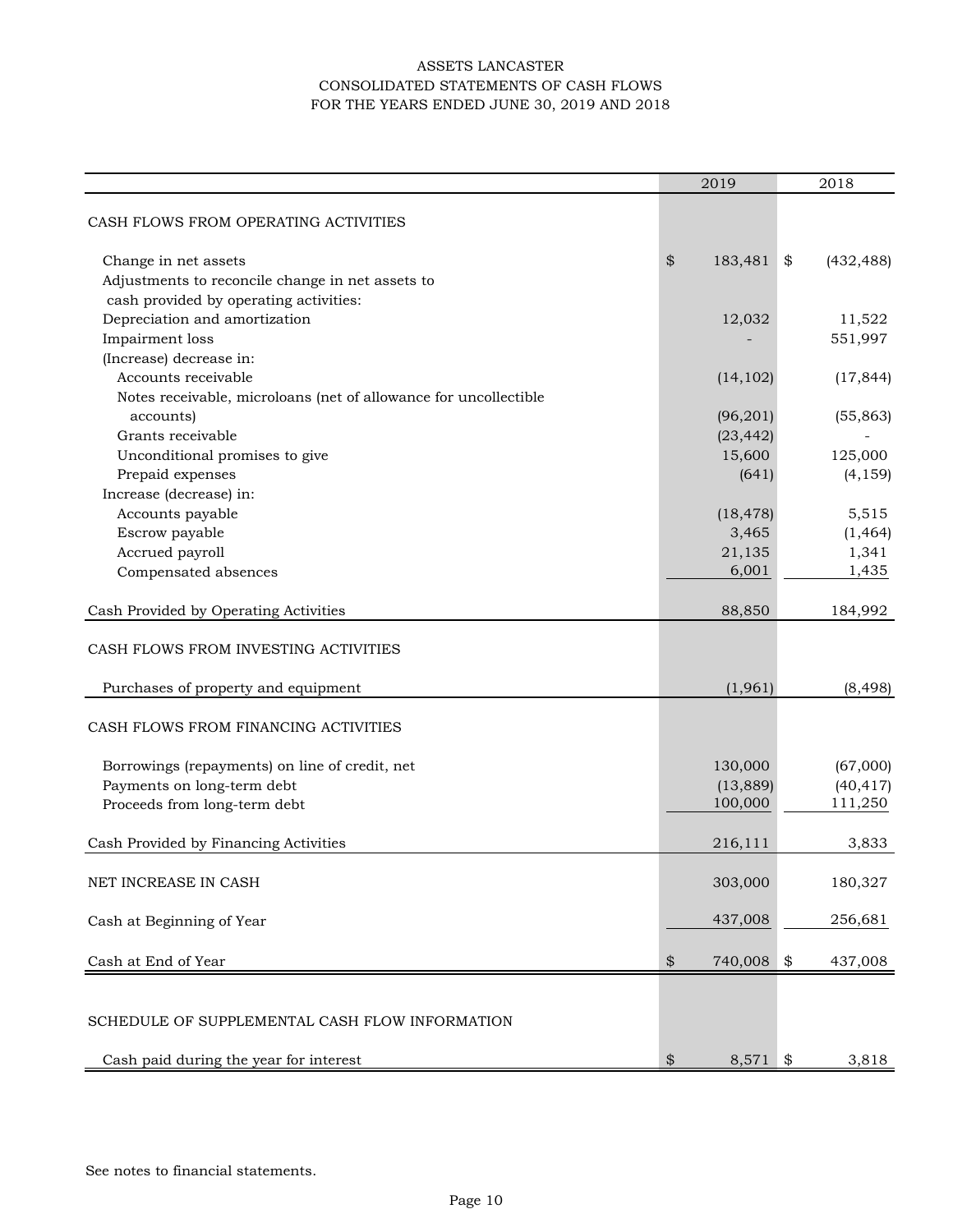# ASSETS LANCASTER

## CONSOLIDATED STATEMENTS OF CASH FLOWS

### FOR THE YEARS ENDED JUNE 30, 2019 AND 2018

| | 2019 | 2018 |
|---|---|---|
| **CASH FLOWS FROM OPERATING ACTIVITIES** | | |
| Change in net assets | $ 183,481 | $ (432,488) |
| Adjustments to reconcile change in net assets to cash provided by operating activities: | | |
| Depreciation and amortization | 12,032 | 11,522 |
| Impairment loss | - | 551,997 |
| (Increase) decrease in: | | |
| Accounts receivable | (14,102) | (17,844) |
| Notes receivable, microloans (net of allowance for uncollectible accounts) | (96,201) | (55,863) |
| Grants receivable | (23,442) | - |
| Unconditional promises to give | 15,600 | 125,000 |
| Prepaid expenses | (641) | (4,159) |
| Increase (decrease) in: | | |
| Accounts payable | (18,478) | 5,515 |
| Escrow payable | 3,465 | (1,464) |
| Accrued payroll | 21,135 | 1,341 |
| Compensated absences | 6,001 | 1,435 |
| Cash Provided by Operating Activities | 88,850 | 184,992 |
| **CASH FLOWS FROM INVESTING ACTIVITIES** | | |
| Purchases of property and equipment | (1,961) | (8,498) |
| **CASH FLOWS FROM FINANCING ACTIVITIES** | | |
| Borrowings (repayments) on line of credit, net | 130,000 | (67,000) |
| Payments on long-term debt | (13,889) | (40,417) |
| Proceeds from long-term debt | 100,000 | 111,250 |
| Cash Provided by Financing Activities | 216,111 | 3,833 |
| NET INCREASE IN CASH | 303,000 | 180,327 |
| Cash at Beginning of Year | 437,008 | 256,681 |
| Cash at End of Year | $ 740,008 | $ 437,008 |
| **SCHEDULE OF SUPPLEMENTAL CASH FLOW INFORMATION** | | |
| Cash paid during the year for interest | $ 8,571 | $ 3,818 |

See notes to financial statements.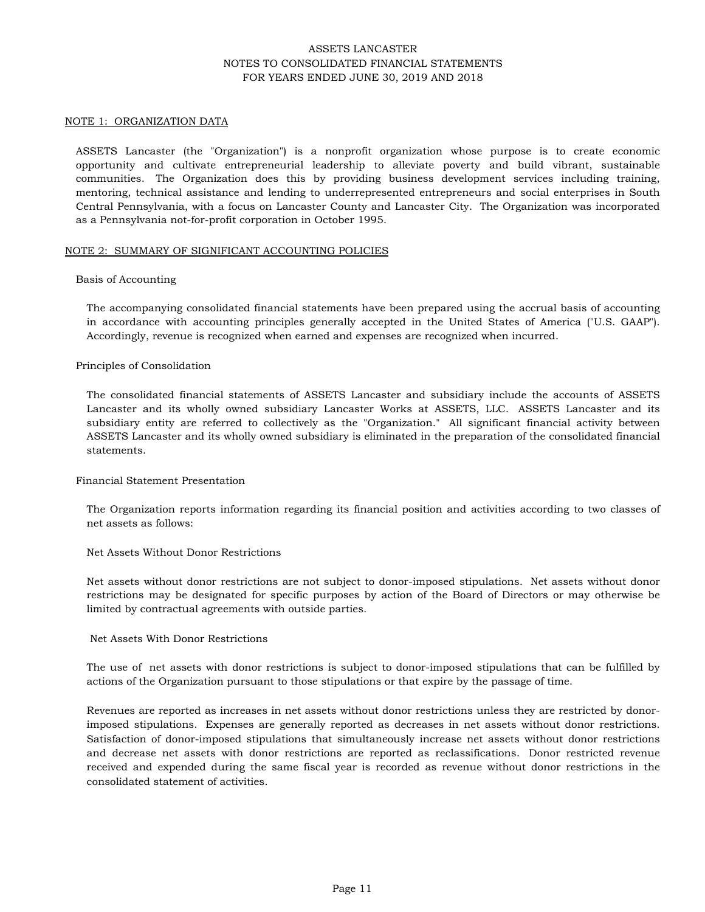ASSETS LANCASTER
NOTES TO CONSOLIDATED FINANCIAL STATEMENTS
FOR YEARS ENDED JUNE 30, 2019 AND 2018

## NOTE 1: ORGANIZATION DATA

ASSETS Lancaster (the "Organization") is a nonprofit organization whose purpose is to create economic opportunity and cultivate entrepreneurial leadership to alleviate poverty and build vibrant, sustainable communities. The Organization does this by providing business development services including training, mentoring, technical assistance and lending to underrepresented entrepreneurs and social enterprises in South Central Pennsylvania, with a focus on Lancaster County and Lancaster City. The Organization was incorporated as a Pennsylvania not-for-profit corporation in October 1995.

## NOTE 2: SUMMARY OF SIGNIFICANT ACCOUNTING POLICIES

### Basis of Accounting

The accompanying consolidated financial statements have been prepared using the accrual basis of accounting in accordance with accounting principles generally accepted in the United States of America ("U.S. GAAP"). Accordingly, revenue is recognized when earned and expenses are recognized when incurred.

### Principles of Consolidation

The consolidated financial statements of ASSETS Lancaster and subsidiary include the accounts of ASSETS Lancaster and its wholly owned subsidiary Lancaster Works at ASSETS, LLC. ASSETS Lancaster and its subsidiary entity are referred to collectively as the "Organization." All significant financial activity between ASSETS Lancaster and its wholly owned subsidiary is eliminated in the preparation of the consolidated financial statements.

### Financial Statement Presentation

The Organization reports information regarding its financial position and activities according to two classes of net assets as follows:

Net Assets Without Donor Restrictions

Net assets without donor restrictions are not subject to donor-imposed stipulations. Net assets without donor restrictions may be designated for specific purposes by action of the Board of Directors or may otherwise be limited by contractual agreements with outside parties.

Net Assets With Donor Restrictions

The use of net assets with donor restrictions is subject to donor-imposed stipulations that can be fulfilled by actions of the Organization pursuant to those stipulations or that expire by the passage of time.

Revenues are reported as increases in net assets without donor restrictions unless they are restricted by donor-imposed stipulations. Expenses are generally reported as decreases in net assets without donor restrictions. Satisfaction of donor-imposed stipulations that simultaneously increase net assets without donor restrictions and decrease net assets with donor restrictions are reported as reclassifications. Donor restricted revenue received and expended during the same fiscal year is recorded as revenue without donor restrictions in the consolidated statement of activities.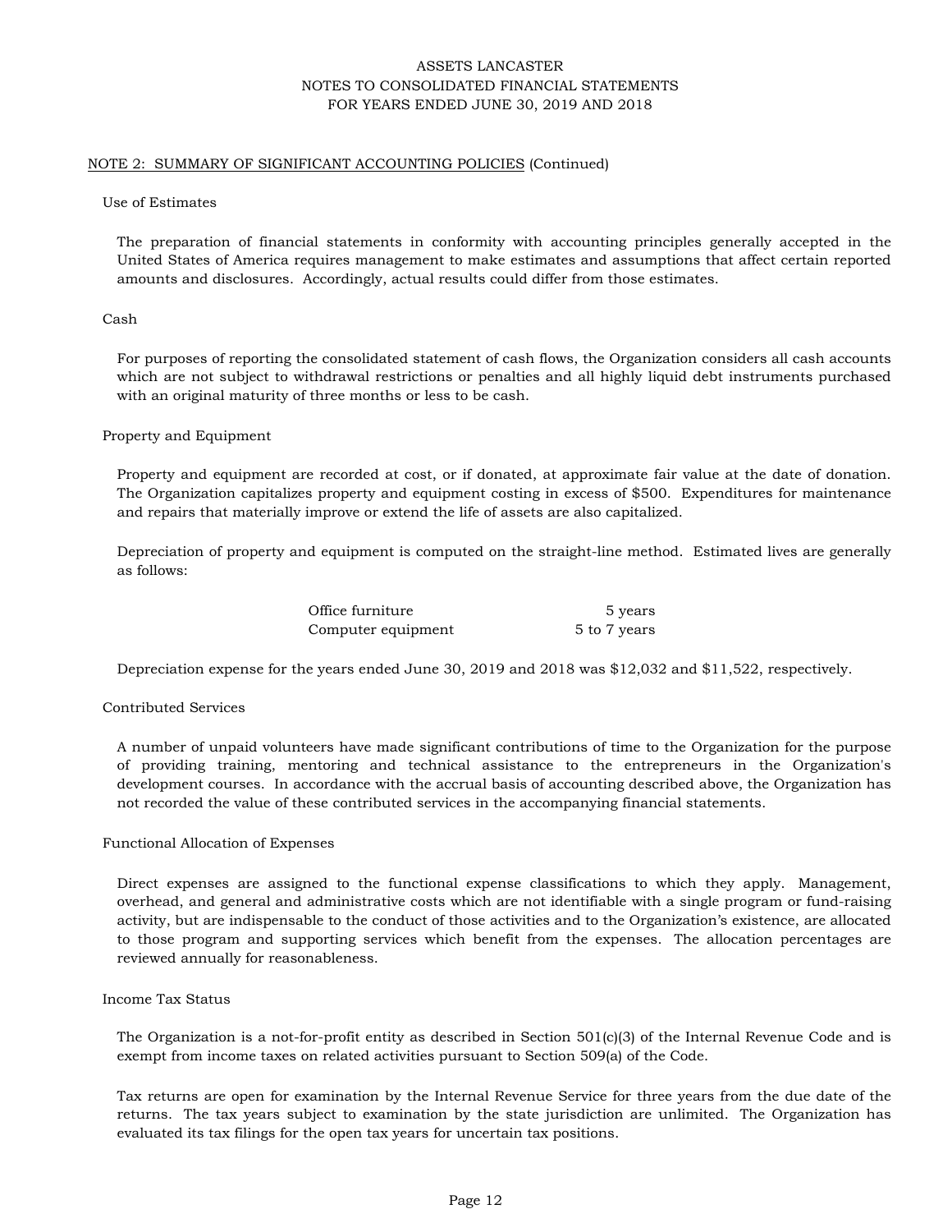## NOTE 2: SUMMARY OF SIGNIFICANT ACCOUNTING POLICIES (Continued)

### Use of Estimates

The preparation of financial statements in conformity with accounting principles generally accepted in the United States of America requires management to make estimates and assumptions that affect certain reported amounts and disclosures. Accordingly, actual results could differ from those estimates.

### Cash

For purposes of reporting the consolidated statement of cash flows, the Organization considers all cash accounts which are not subject to withdrawal restrictions or penalties and all highly liquid debt instruments purchased with an original maturity of three months or less to be cash.

### Property and Equipment

Property and equipment are recorded at cost, or if donated, at approximate fair value at the date of donation. The Organization capitalizes property and equipment costing in excess of $500. Expenditures for maintenance and repairs that materially improve or extend the life of assets are also capitalized.

Depreciation of property and equipment is computed on the straight-line method. Estimated lives are generally as follows:

| | |
|---|---|
| Office furniture | 5 years |
| Computer equipment | 5 to 7 years |

Depreciation expense for the years ended June 30, 2019 and 2018 was $12,032 and $11,522, respectively.

### Contributed Services

A number of unpaid volunteers have made significant contributions of time to the Organization for the purpose of providing training, mentoring and technical assistance to the entrepreneurs in the Organization's development courses. In accordance with the accrual basis of accounting described above, the Organization has not recorded the value of these contributed services in the accompanying financial statements.

### Functional Allocation of Expenses

Direct expenses are assigned to the functional expense classifications to which they apply. Management, overhead, and general and administrative costs which are not identifiable with a single program or fund-raising activity, but are indispensable to the conduct of those activities and to the Organization's existence, are allocated to those program and supporting services which benefit from the expenses. The allocation percentages are reviewed annually for reasonableness.

### Income Tax Status

The Organization is a not-for-profit entity as described in Section 501(c)(3) of the Internal Revenue Code and is exempt from income taxes on related activities pursuant to Section 509(a) of the Code.

Tax returns are open for examination by the Internal Revenue Service for three years from the due date of the returns. The tax years subject to examination by the state jurisdiction are unlimited. The Organization has evaluated its tax filings for the open tax years for uncertain tax positions.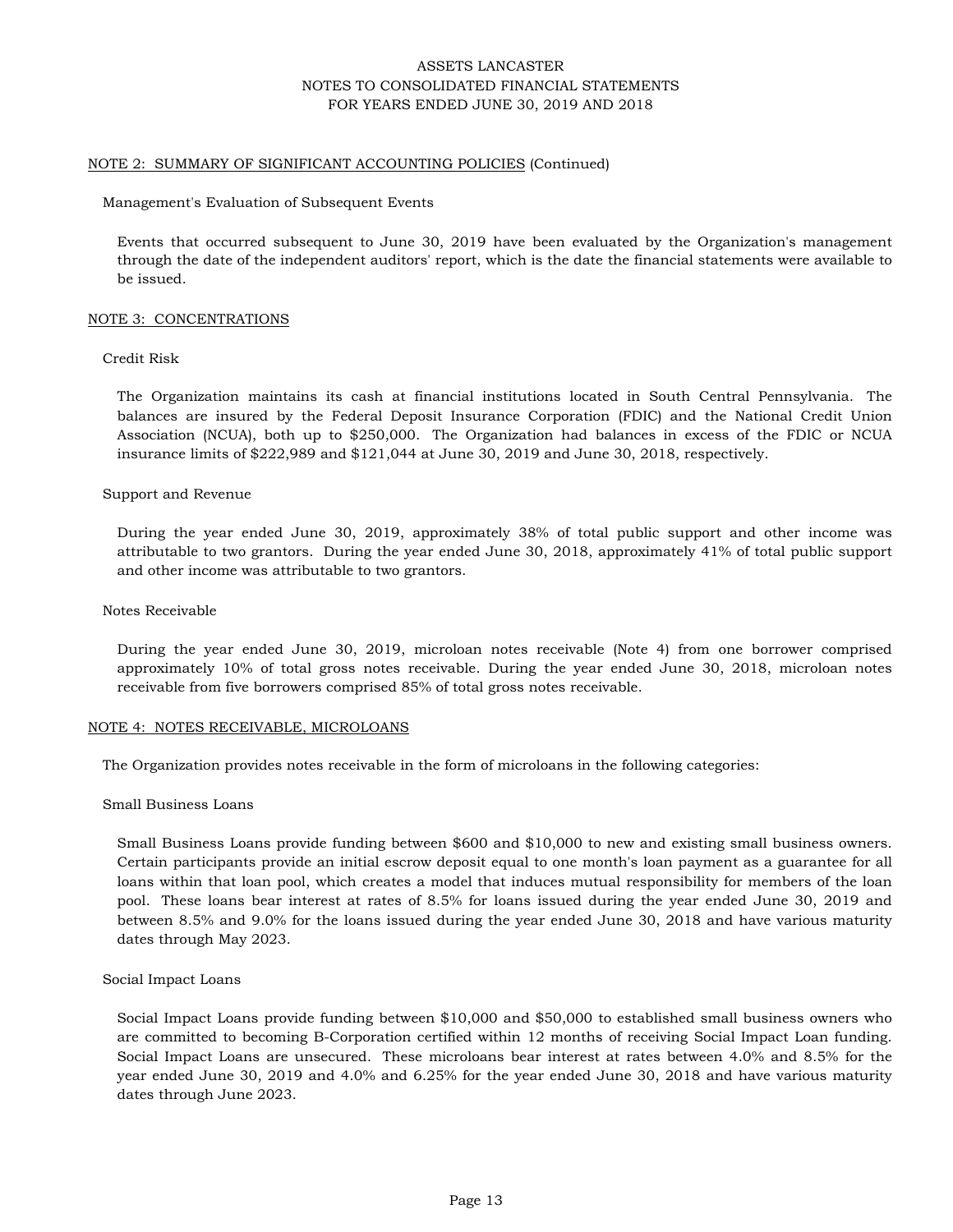## NOTE 2: SUMMARY OF SIGNIFICANT ACCOUNTING POLICIES (Continued)

### Management's Evaluation of Subsequent Events

Events that occurred subsequent to June 30, 2019 have been evaluated by the Organization's management through the date of the independent auditors' report, which is the date the financial statements were available to be issued.

## NOTE 3: CONCENTRATIONS

### Credit Risk

The Organization maintains its cash at financial institutions located in South Central Pennsylvania. The balances are insured by the Federal Deposit Insurance Corporation (FDIC) and the National Credit Union Association (NCUA), both up to $250,000. The Organization had balances in excess of the FDIC or NCUA insurance limits of $222,989 and $121,044 at June 30, 2019 and June 30, 2018, respectively.

### Support and Revenue

During the year ended June 30, 2019, approximately 38% of total public support and other income was attributable to two grantors. During the year ended June 30, 2018, approximately 41% of total public support and other income was attributable to two grantors.

### Notes Receivable

During the year ended June 30, 2019, microloan notes receivable (Note 4) from one borrower comprised approximately 10% of total gross notes receivable. During the year ended June 30, 2018, microloan notes receivable from five borrowers comprised 85% of total gross notes receivable.

## NOTE 4: NOTES RECEIVABLE, MICROLOANS

The Organization provides notes receivable in the form of microloans in the following categories:

### Small Business Loans

Small Business Loans provide funding between $600 and $10,000 to new and existing small business owners. Certain participants provide an initial escrow deposit equal to one month's loan payment as a guarantee for all loans within that loan pool, which creates a model that induces mutual responsibility for members of the loan pool. These loans bear interest at rates of 8.5% for loans issued during the year ended June 30, 2019 and between 8.5% and 9.0% for the loans issued during the year ended June 30, 2018 and have various maturity dates through May 2023.

### Social Impact Loans

Social Impact Loans provide funding between $10,000 and $50,000 to established small business owners who are committed to becoming B-Corporation certified within 12 months of receiving Social Impact Loan funding. Social Impact Loans are unsecured. These microloans bear interest at rates between 4.0% and 8.5% for the year ended June 30, 2019 and 4.0% and 6.25% for the year ended June 30, 2018 and have various maturity dates through June 2023.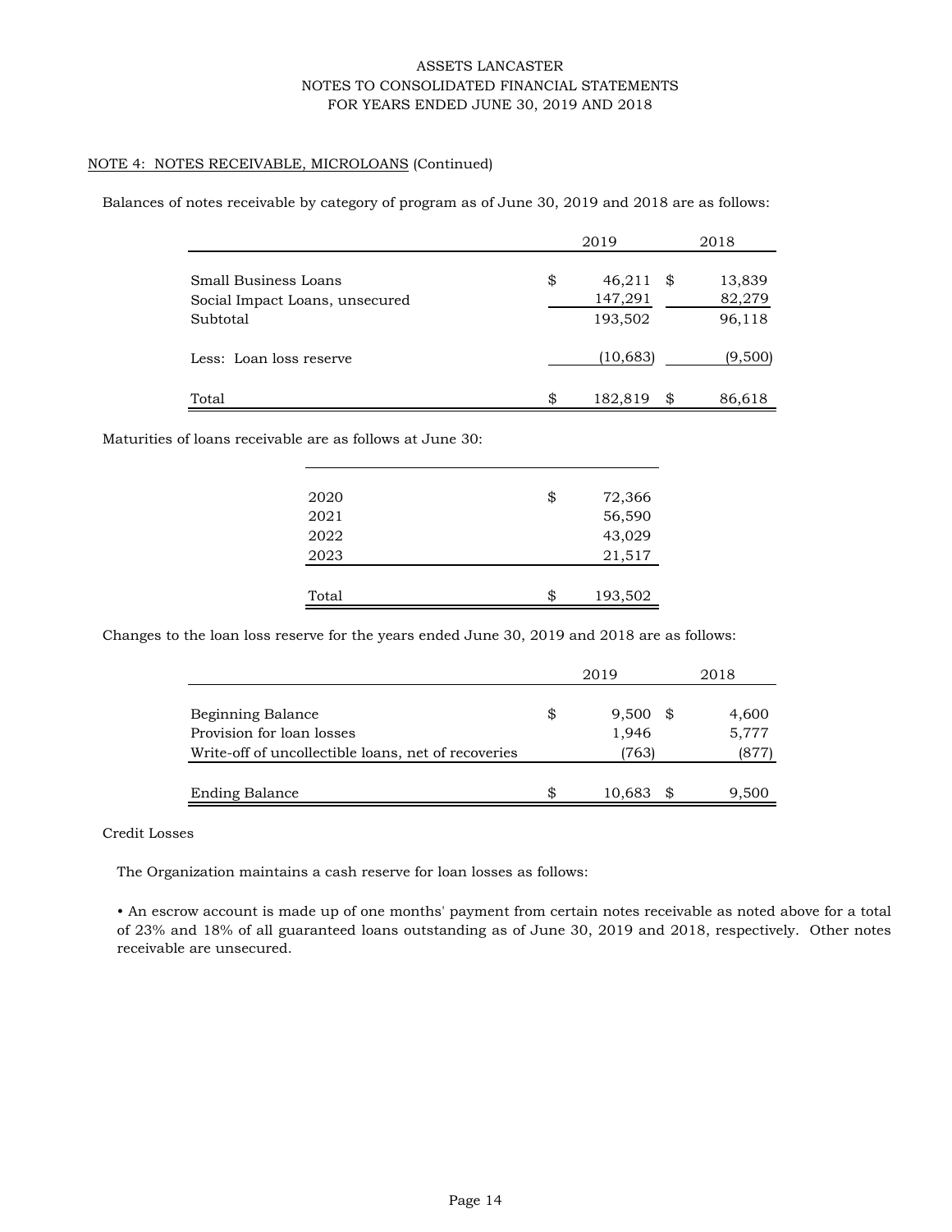NOTE 4: NOTES RECEIVABLE, MICROLOANS (Continued)

Balances of notes receivable by category of program as of June 30, 2019 and 2018 are as follows:

| | 2019 | 2018 |
|---|---|---|
| Small Business Loans | $ 46,211 | $ 13,839 |
| Social Impact Loans, unsecured | 147,291 | 82,279 |
| Subtotal | 193,502 | 96,118 |
| Less: Loan loss reserve | (10,683) | (9,500) |
| Total | $ 182,819 | $ 86,618 |

Maturities of loans receivable are as follows at June 30:

| | |
|---|---|
| 2020 | $ 72,366 |
| 2021 | 56,590 |
| 2022 | 43,029 |
| 2023 | 21,517 |
| Total | $ 193,502 |

Changes to the loan loss reserve for the years ended June 30, 2019 and 2018 are as follows:

| | 2019 | 2018 |
|---|---|---|
| Beginning Balance | $ 9,500 | $ 4,600 |
| Provision for loan losses | 1,946 | 5,777 |
| Write-off of uncollectible loans, net of recoveries | (763) | (877) |
| Ending Balance | $ 10,683 | $ 9,500 |

Credit Losses

The Organization maintains a cash reserve for loan losses as follows:

- An escrow account is made up of one months' payment from certain notes receivable as noted above for a total of 23% and 18% of all guaranteed loans outstanding as of June 30, 2019 and 2018, respectively. Other notes receivable are unsecured.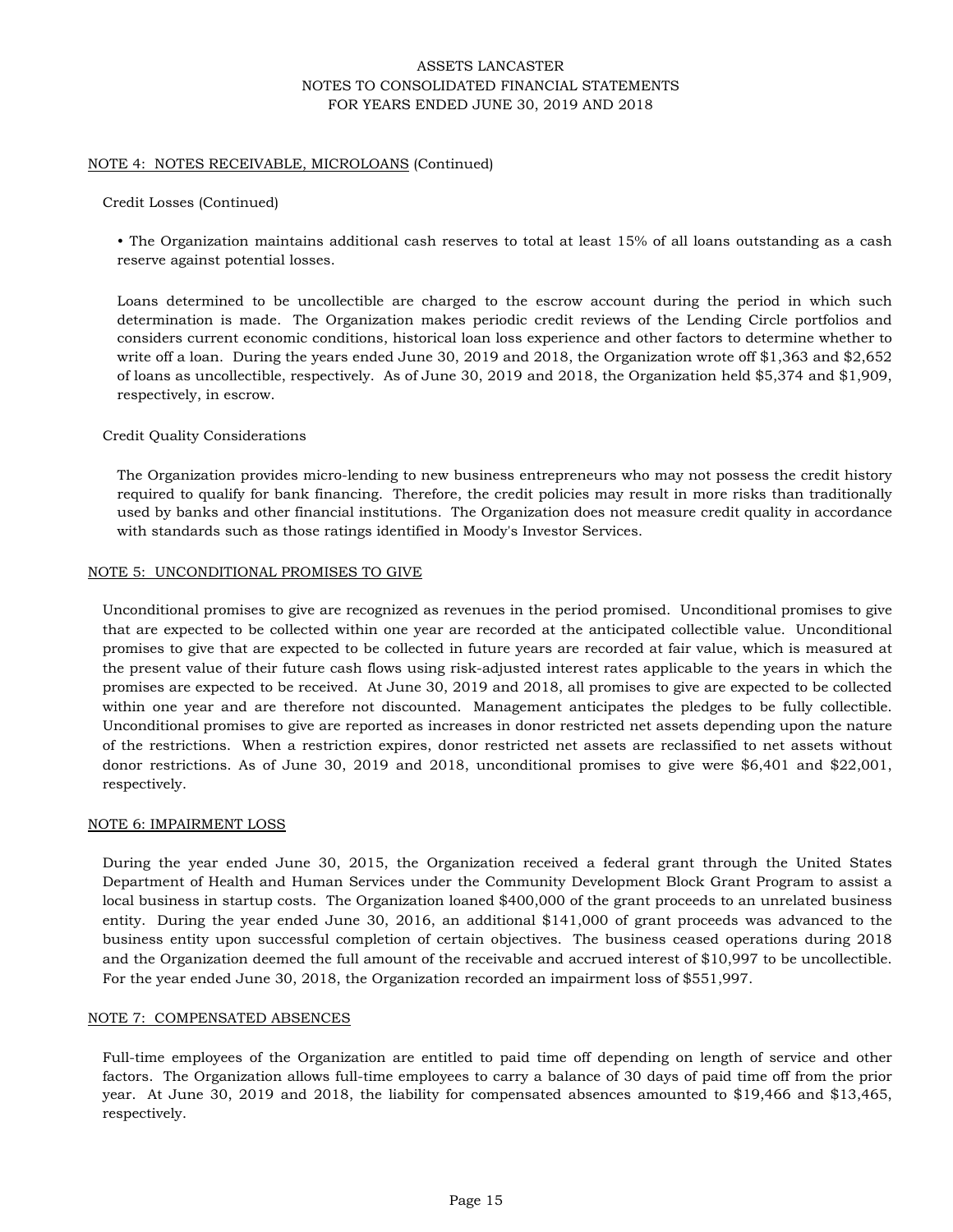NOTE 4: NOTES RECEIVABLE, MICROLOANS (Continued)

Credit Losses (Continued)

- The Organization maintains additional cash reserves to total at least 15% of all loans outstanding as a cash reserve against potential losses.

Loans determined to be uncollectible are charged to the escrow account during the period in which such determination is made. The Organization makes periodic credit reviews of the Lending Circle portfolios and considers current economic conditions, historical loan loss experience and other factors to determine whether to write off a loan. During the years ended June 30, 2019 and 2018, the Organization wrote off $1,363 and $2,652 of loans as uncollectible, respectively. As of June 30, 2019 and 2018, the Organization held $5,374 and $1,909, respectively, in escrow.

Credit Quality Considerations

The Organization provides micro-lending to new business entrepreneurs who may not possess the credit history required to qualify for bank financing. Therefore, the credit policies may result in more risks than traditionally used by banks and other financial institutions. The Organization does not measure credit quality in accordance with standards such as those ratings identified in Moody's Investor Services.

NOTE 5: UNCONDITIONAL PROMISES TO GIVE

Unconditional promises to give are recognized as revenues in the period promised. Unconditional promises to give that are expected to be collected within one year are recorded at the anticipated collectible value. Unconditional promises to give that are expected to be collected in future years are recorded at fair value, which is measured at the present value of their future cash flows using risk-adjusted interest rates applicable to the years in which the promises are expected to be received. At June 30, 2019 and 2018, all promises to give are expected to be collected within one year and are therefore not discounted. Management anticipates the pledges to be fully collectible. Unconditional promises to give are reported as increases in donor restricted net assets depending upon the nature of the restrictions. When a restriction expires, donor restricted net assets are reclassified to net assets without donor restrictions. As of June 30, 2019 and 2018, unconditional promises to give were $6,401 and $22,001, respectively.

NOTE 6: IMPAIRMENT LOSS

During the year ended June 30, 2015, the Organization received a federal grant through the United States Department of Health and Human Services under the Community Development Block Grant Program to assist a local business in startup costs. The Organization loaned $400,000 of the grant proceeds to an unrelated business entity. During the year ended June 30, 2016, an additional $141,000 of grant proceeds was advanced to the business entity upon successful completion of certain objectives. The business ceased operations during 2018 and the Organization deemed the full amount of the receivable and accrued interest of $10,997 to be uncollectible. For the year ended June 30, 2018, the Organization recorded an impairment loss of $551,997.

NOTE 7: COMPENSATED ABSENCES

Full-time employees of the Organization are entitled to paid time off depending on length of service and other factors. The Organization allows full-time employees to carry a balance of 30 days of paid time off from the prior year. At June 30, 2019 and 2018, the liability for compensated absences amounted to $19,466 and $13,465, respectively.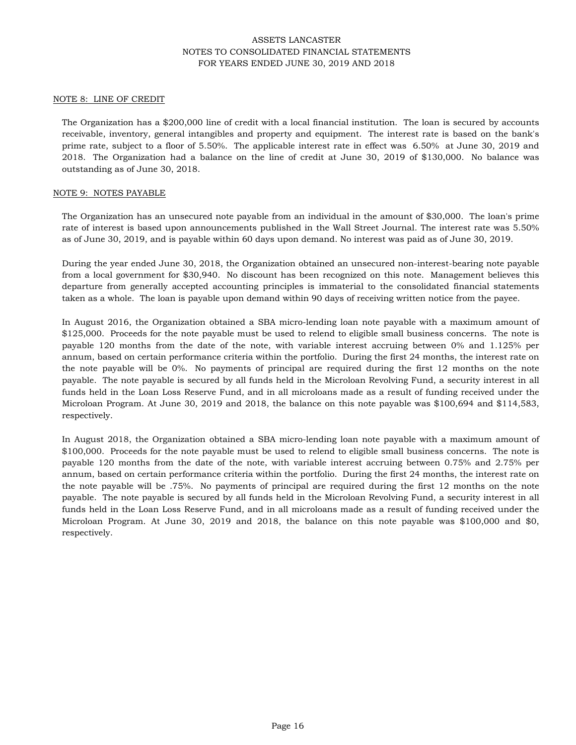NOTE 8: LINE OF CREDIT

The Organization has a $200,000 line of credit with a local financial institution. The loan is secured by accounts receivable, inventory, general intangibles and property and equipment. The interest rate is based on the bank's prime rate, subject to a floor of 5.50%. The applicable interest rate in effect was 6.50% at June 30, 2019 and 2018. The Organization had a balance on the line of credit at June 30, 2019 of $130,000. No balance was outstanding as of June 30, 2018.

NOTE 9: NOTES PAYABLE

The Organization has an unsecured note payable from an individual in the amount of $30,000. The loan's prime rate of interest is based upon announcements published in the Wall Street Journal. The interest rate was 5.50% as of June 30, 2019, and is payable within 60 days upon demand. No interest was paid as of June 30, 2019.

During the year ended June 30, 2018, the Organization obtained an unsecured non-interest-bearing note payable from a local government for $30,940. No discount has been recognized on this note. Management believes this departure from generally accepted accounting principles is immaterial to the consolidated financial statements taken as a whole. The loan is payable upon demand within 90 days of receiving written notice from the payee.

In August 2016, the Organization obtained a SBA micro-lending loan note payable with a maximum amount of $125,000. Proceeds for the note payable must be used to relend to eligible small business concerns. The note is payable 120 months from the date of the note, with variable interest accruing between 0% and 1.125% per annum, based on certain performance criteria within the portfolio. During the first 24 months, the interest rate on the note payable will be 0%. No payments of principal are required during the first 12 months on the note payable. The note payable is secured by all funds held in the Microloan Revolving Fund, a security interest in all funds held in the Loan Loss Reserve Fund, and in all microloans made as a result of funding received under the Microloan Program. At June 30, 2019 and 2018, the balance on this note payable was $100,694 and $114,583, respectively.

In August 2018, the Organization obtained a SBA micro-lending loan note payable with a maximum amount of $100,000. Proceeds for the note payable must be used to relend to eligible small business concerns. The note is payable 120 months from the date of the note, with variable interest accruing between 0.75% and 2.75% per annum, based on certain performance criteria within the portfolio. During the first 24 months, the interest rate on the note payable will be .75%. No payments of principal are required during the first 12 months on the note payable. The note payable is secured by all funds held in the Microloan Revolving Fund, a security interest in all funds held in the Loan Loss Reserve Fund, and in all microloans made as a result of funding received under the Microloan Program. At June 30, 2019 and 2018, the balance on this note payable was $100,000 and $0, respectively.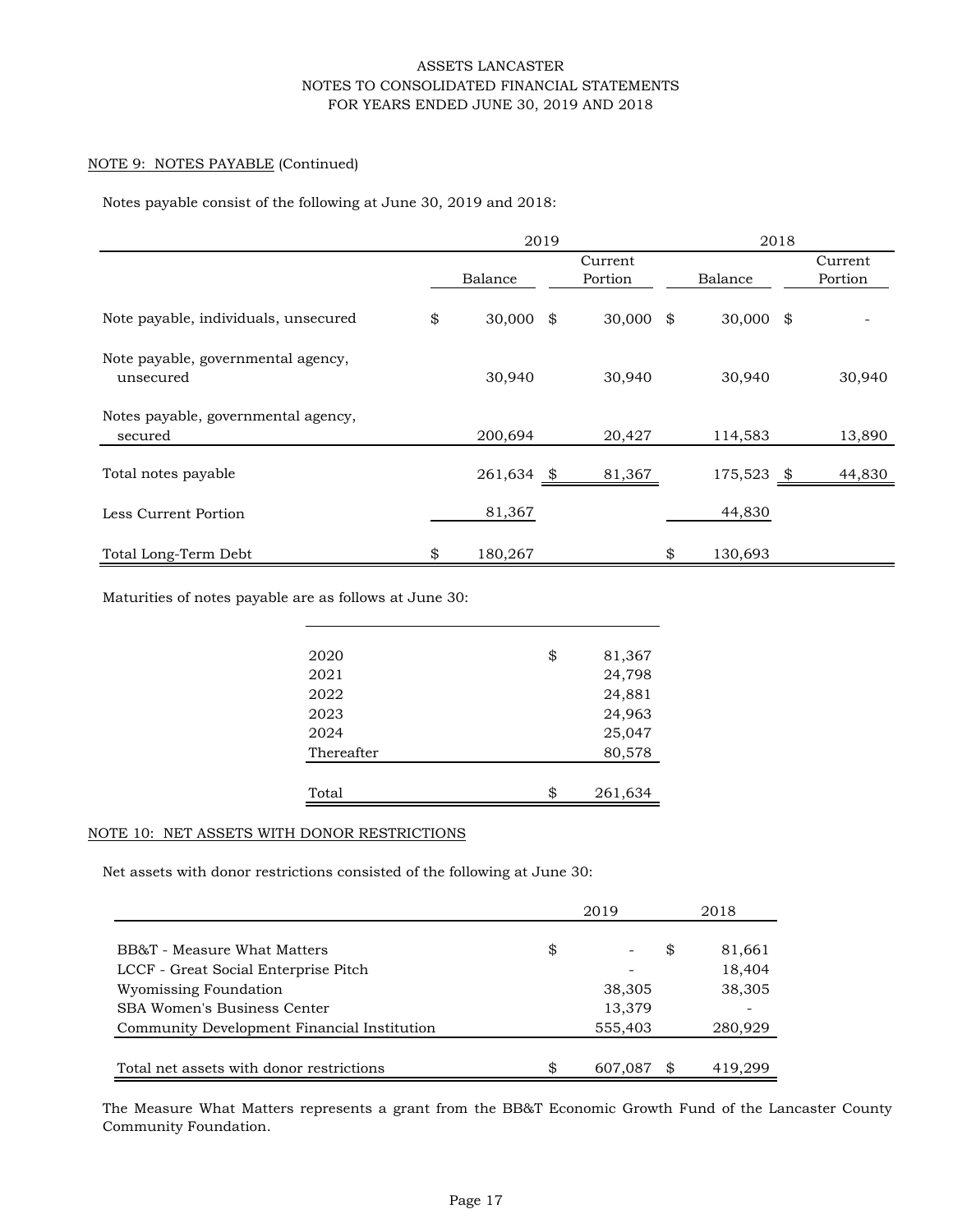NOTE 9: NOTES PAYABLE (Continued)

Notes payable consist of the following at June 30, 2019 and 2018:

| | 2019 | | 2018 | |
|---|---|---|---|---|
| | Balance | Current Portion | Balance | Current Portion |
| Note payable, individuals, unsecured | $ 30,000 | $ 30,000 | $ 30,000 | $ - |
| Note payable, governmental agency, unsecured | 30,940 | 30,940 | 30,940 | 30,940 |
| Notes payable, governmental agency, secured | 200,694 | 20,427 | 114,583 | 13,890 |
| Total notes payable | 261,634 | $ 81,367 | 175,523 | $ 44,830 |
| Less Current Portion | 81,367 | | 44,830 | |
| Total Long-Term Debt | $ 180,267 | | $ 130,693 | |

Maturities of notes payable are as follows at June 30:

| | |
|---|---|
| 2020 | $ 81,367 |
| 2021 | 24,798 |
| 2022 | 24,881 |
| 2023 | 24,963 |
| 2024 | 25,047 |
| Thereafter | 80,578 |
| Total | $ 261,634 |

NOTE 10: NET ASSETS WITH DONOR RESTRICTIONS

Net assets with donor restrictions consisted of the following at June 30:

| | 2019 | 2018 |
|---|---|---|
| BB&T - Measure What Matters | $ - | $ 81,661 |
| LCCF - Great Social Enterprise Pitch | - | 18,404 |
| Wyomissing Foundation | 38,305 | 38,305 |
| SBA Women's Business Center | 13,379 | - |
| Community Development Financial Institution | 555,403 | 280,929 |
| Total net assets with donor restrictions | $ 607,087 | $ 419,299 |

The Measure What Matters represents a grant from the BB&T Economic Growth Fund of the Lancaster County Community Foundation.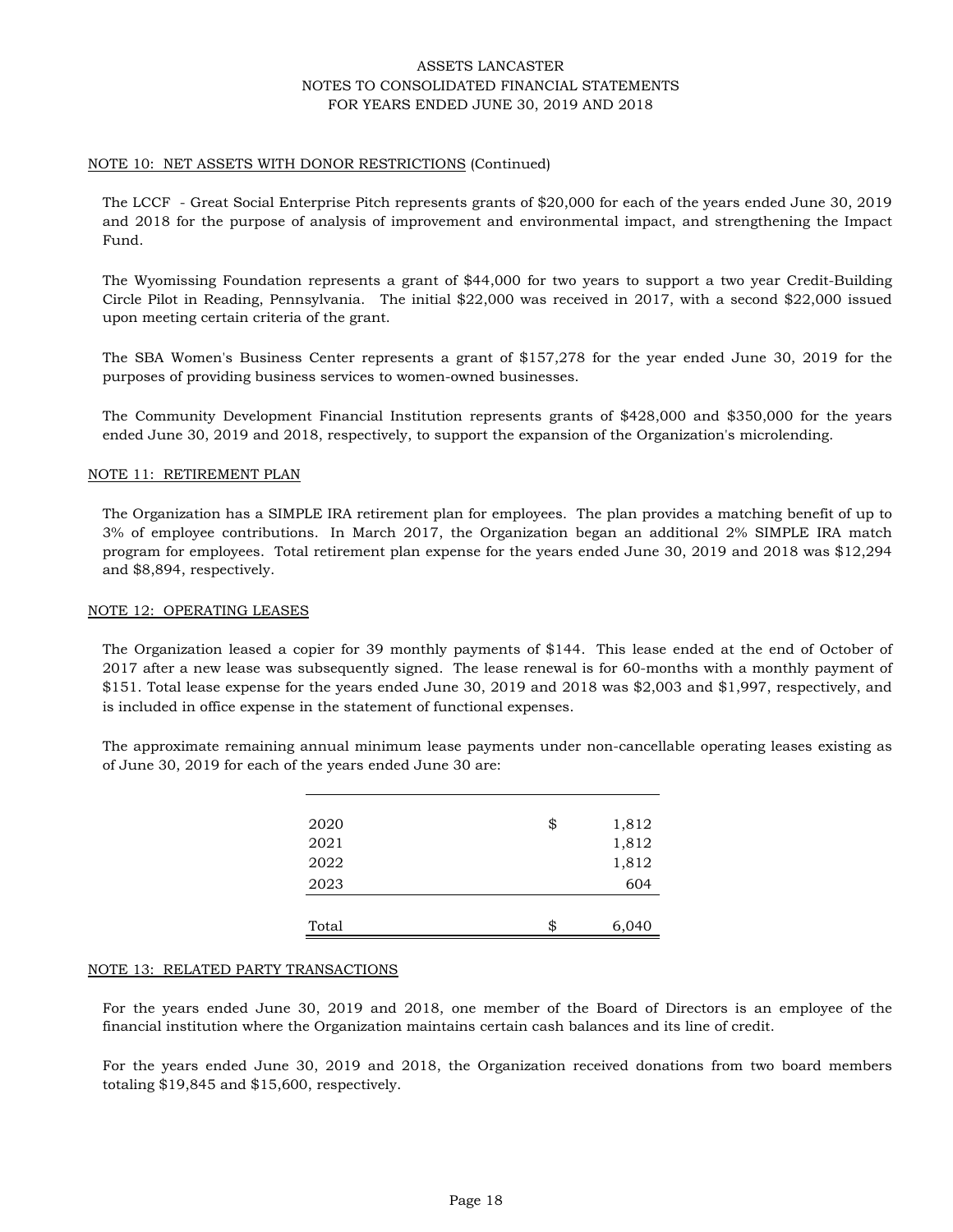ASSETS LANCASTER
NOTES TO CONSOLIDATED FINANCIAL STATEMENTS
FOR YEARS ENDED JUNE 30, 2019 AND 2018

NOTE 10: NET ASSETS WITH DONOR RESTRICTIONS (Continued)

The LCCF - Great Social Enterprise Pitch represents grants of $20,000 for each of the years ended June 30, 2019 and 2018 for the purpose of analysis of improvement and environmental impact, and strengthening the Impact Fund.

The Wyomissing Foundation represents a grant of $44,000 for two years to support a two year Credit-Building Circle Pilot in Reading, Pennsylvania. The initial $22,000 was received in 2017, with a second $22,000 issued upon meeting certain criteria of the grant.

The SBA Women's Business Center represents a grant of $157,278 for the year ended June 30, 2019 for the purposes of providing business services to women-owned businesses.

The Community Development Financial Institution represents grants of $428,000 and $350,000 for the years ended June 30, 2019 and 2018, respectively, to support the expansion of the Organization's microlending.

NOTE 11: RETIREMENT PLAN

The Organization has a SIMPLE IRA retirement plan for employees. The plan provides a matching benefit of up to 3% of employee contributions. In March 2017, the Organization began an additional 2% SIMPLE IRA match program for employees. Total retirement plan expense for the years ended June 30, 2019 and 2018 was $12,294 and $8,894, respectively.

NOTE 12: OPERATING LEASES

The Organization leased a copier for 39 monthly payments of $144. This lease ended at the end of October of 2017 after a new lease was subsequently signed. The lease renewal is for 60-months with a monthly payment of $151. Total lease expense for the years ended June 30, 2019 and 2018 was $2,003 and $1,997, respectively, and is included in office expense in the statement of functional expenses.

The approximate remaining annual minimum lease payments under non-cancellable operating leases existing as of June 30, 2019 for each of the years ended June 30 are:

| | |
|---|---|
| 2020 | $ 1,812 |
| 2021 | 1,812 |
| 2022 | 1,812 |
| 2023 | 604 |
| Total | $ 6,040 |

NOTE 13: RELATED PARTY TRANSACTIONS

For the years ended June 30, 2019 and 2018, one member of the Board of Directors is an employee of the financial institution where the Organization maintains certain cash balances and its line of credit.

For the years ended June 30, 2019 and 2018, the Organization received donations from two board members totaling $19,845 and $15,600, respectively.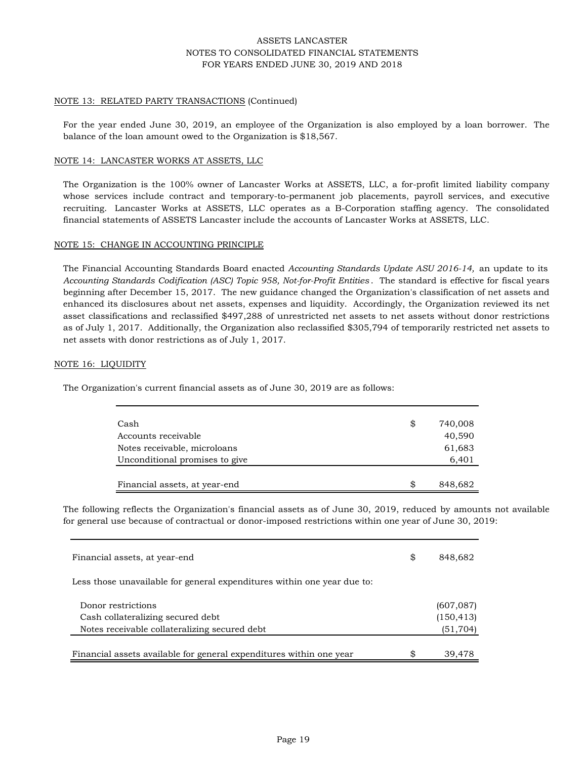## NOTE 13: RELATED PARTY TRANSACTIONS (Continued)

For the year ended June 30, 2019, an employee of the Organization is also employed by a loan borrower. The balance of the loan amount owed to the Organization is $18,567.

## NOTE 14: LANCASTER WORKS AT ASSETS, LLC

The Organization is the 100% owner of Lancaster Works at ASSETS, LLC, a for-profit limited liability company whose services include contract and temporary-to-permanent job placements, payroll services, and executive recruiting. Lancaster Works at ASSETS, LLC operates as a B-Corporation staffing agency. The consolidated financial statements of ASSETS Lancaster include the accounts of Lancaster Works at ASSETS, LLC.

## NOTE 15: CHANGE IN ACCOUNTING PRINCIPLE

The Financial Accounting Standards Board enacted *Accounting Standards Update ASU 2016-14,* an update to its *Accounting Standards Codification (ASC) Topic 958, Not-for-Profit Entities*. The standard is effective for fiscal years beginning after December 15, 2017. The new guidance changed the Organization's classification of net assets and enhanced its disclosures about net assets, expenses and liquidity. Accordingly, the Organization reviewed its net asset classifications and reclassified $497,288 of unrestricted net assets to net assets without donor restrictions as of July 1, 2017. Additionally, the Organization also reclassified $305,794 of temporarily restricted net assets to net assets with donor restrictions as of July 1, 2017.

## NOTE 16: LIQUIDITY

The Organization's current financial assets as of June 30, 2019 are as follows:

| | | |
|---|---|---|
| Cash | $ | 740,008 |
| Accounts receivable | | 40,590 |
| Notes receivable, microloans | | 61,683 |
| Unconditional promises to give | | 6,401 |
| Financial assets, at year-end | $ | 848,682 |

The following reflects the Organization's financial assets as of June 30, 2019, reduced by amounts not available for general use because of contractual or donor-imposed restrictions within one year of June 30, 2019:

| | | |
|---|---|---|
| Financial assets, at year-end | $ | 848,682 |
| Less those unavailable for general expenditures within one year due to: | | |
| Donor restrictions | | (607,087) |
| Cash collateralizing secured debt | | (150,413) |
| Notes receivable collateralizing secured debt | | (51,704) |
| Financial assets available for general expenditures within one year | $ | 39,478 |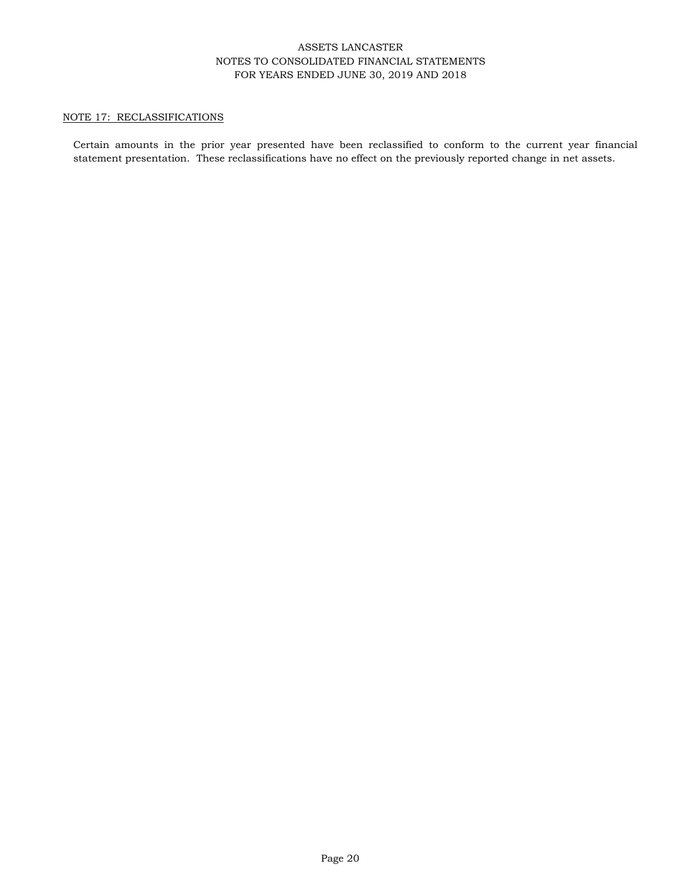NOTE 17: RECLASSIFICATIONS

Certain amounts in the prior year presented have been reclassified to conform to the current year financial statement presentation. These reclassifications have no effect on the previously reported change in net assets.